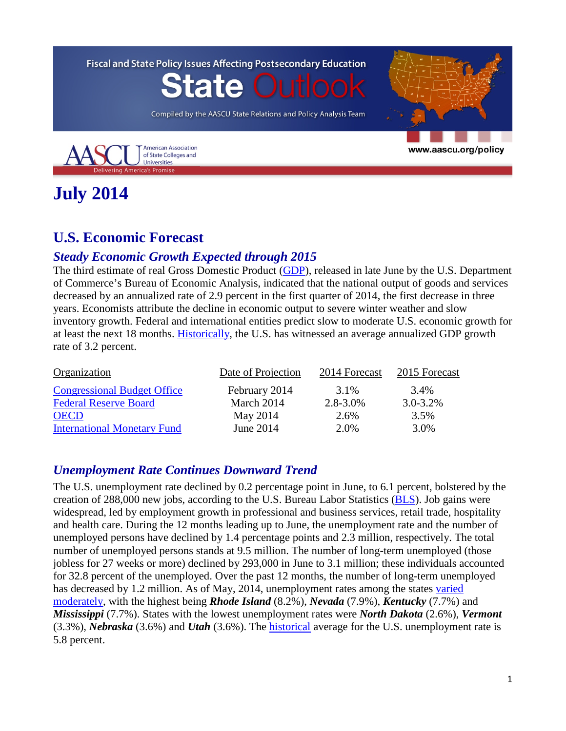Fiscal and State Policy Issues Affecting Postsecondary Education

# State Outlook

Compiled by the AASCU State Relations and Policy Analysis Team

AASCU American Association of State Colleges and Universities

Delivering America's Promise

www.aascu.org/policy

# July 2014

## U.S. Economic Forecast

### *Steady Economic Growth Expected through 2015*

The third estimate of real Gross Domestic Product (GDP), released in late June by the U.S. Department of Commerce's Bureau of Economic Analysis, indicated that the national output of goods and services decreased by an annualized rate of 2.9 percent in the first quarter of 2014, the first decrease in three years. Economists attribute the decline in economic output to severe winter weather and slow inventory growth. Federal and international entities predict slow to moderate U.S. economic growth for at least the next 18 months. Historically, the U.S. has witnessed an average annualized GDP growth rate of 3.2 percent.

| Organization | Date of Projection | 2014 Forecast | 2015 Forecast |
|---|---|---|---|
| Congressional Budget Office | February 2014 | 3.1% | 3.4% |
| Federal Reserve Board | March 2014 | 2.8-3.0% | 3.0-3.2% |
| OECD | May 2014 | 2.6% | 3.5% |
| International Monetary Fund | June 2014 | 2.0% | 3.0% |

### *Unemployment Rate Continues Downward Trend*

The U.S. unemployment rate declined by 0.2 percentage point in June, to 6.1 percent, bolstered by the creation of 288,000 new jobs, according to the U.S. Bureau Labor Statistics (BLS). Job gains were widespread, led by employment growth in professional and business services, retail trade, hospitality and health care. During the 12 months leading up to June, the unemployment rate and the number of unemployed persons have declined by 1.4 percentage points and 2.3 million, respectively. The total number of unemployed persons stands at 9.5 million. The number of long-term unemployed (those jobless for 27 weeks or more) declined by 293,000 in June to 3.1 million; these individuals accounted for 32.8 percent of the unemployed. Over the past 12 months, the number of long-term unemployed has decreased by 1.2 million. As of May, 2014, unemployment rates among the states varied moderately, with the highest being ***Rhode Island*** (8.2%), ***Nevada*** (7.9%), ***Kentucky*** (7.7%) and ***Mississippi*** (7.7%). States with the lowest unemployment rates were ***North Dakota*** (2.6%), ***Vermont*** (3.3%), ***Nebraska*** (3.6%) and ***Utah*** (3.6%). The historical average for the U.S. unemployment rate is 5.8 percent.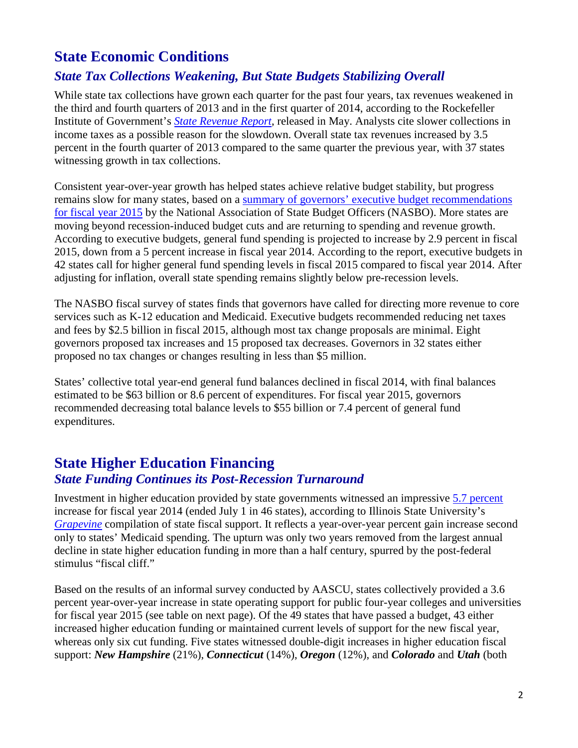## State Economic Conditions

### *State Tax Collections Weakening, But State Budgets Stabilizing Overall*

While state tax collections have grown each quarter for the past four years, tax revenues weakened in the third and fourth quarters of 2013 and in the first quarter of 2014, according to the Rockefeller Institute of Government's *State Revenue Report*, released in May. Analysts cite slower collections in income taxes as a possible reason for the slowdown. Overall state tax revenues increased by 3.5 percent in the fourth quarter of 2013 compared to the same quarter the previous year, with 37 states witnessing growth in tax collections.

Consistent year-over-year growth has helped states achieve relative budget stability, but progress remains slow for many states, based on a summary of governors' executive budget recommendations for fiscal year 2015 by the National Association of State Budget Officers (NASBO). More states are moving beyond recession-induced budget cuts and are returning to spending and revenue growth. According to executive budgets, general fund spending is projected to increase by 2.9 percent in fiscal 2015, down from a 5 percent increase in fiscal year 2014. According to the report, executive budgets in 42 states call for higher general fund spending levels in fiscal 2015 compared to fiscal year 2014. After adjusting for inflation, overall state spending remains slightly below pre-recession levels.

The NASBO fiscal survey of states finds that governors have called for directing more revenue to core services such as K-12 education and Medicaid. Executive budgets recommended reducing net taxes and fees by $2.5 billion in fiscal 2015, although most tax change proposals are minimal. Eight governors proposed tax increases and 15 proposed tax decreases. Governors in 32 states either proposed no tax changes or changes resulting in less than $5 million.

States' collective total year-end general fund balances declined in fiscal 2014, with final balances estimated to be $63 billion or 8.6 percent of expenditures. For fiscal year 2015, governors recommended decreasing total balance levels to $55 billion or 7.4 percent of general fund expenditures.

## State Higher Education Financing

### *State Funding Continues its Post-Recession Turnaround*

Investment in higher education provided by state governments witnessed an impressive 5.7 percent increase for fiscal year 2014 (ended July 1 in 46 states), according to Illinois State University's *Grapevine* compilation of state fiscal support. It reflects a year-over-year percent gain increase second only to states' Medicaid spending. The upturn was only two years removed from the largest annual decline in state higher education funding in more than a half century, spurred by the post-federal stimulus "fiscal cliff."

Based on the results of an informal survey conducted by AASCU, states collectively provided a 3.6 percent year-over-year increase in state operating support for public four-year colleges and universities for fiscal year 2015 (see table on next page). Of the 49 states that have passed a budget, 43 either increased higher education funding or maintained current levels of support for the new fiscal year, whereas only six cut funding. Five states witnessed double-digit increases in higher education fiscal support: ***New Hampshire*** (21%), ***Connecticut*** (14%), ***Oregon*** (12%), and ***Colorado*** and ***Utah*** (both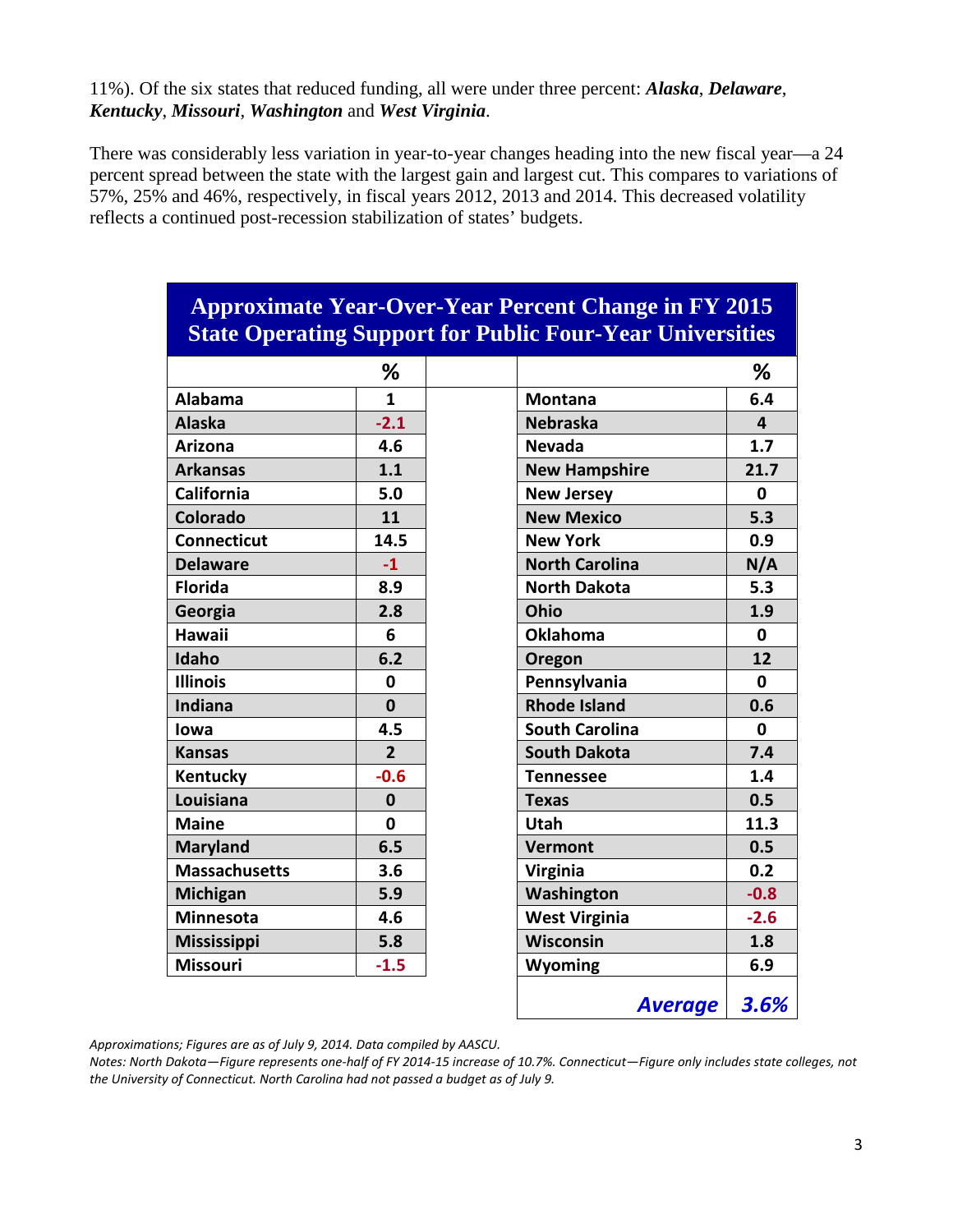11%). Of the six states that reduced funding, all were under three percent: ***Alaska***, ***Delaware***, ***Kentucky***, ***Missouri***, ***Washington*** and ***West Virginia***.

There was considerably less variation in year-to-year changes heading into the new fiscal year—a 24 percent spread between the state with the largest gain and largest cut. This compares to variations of 57%, 25% and 46%, respectively, in fiscal years 2012, 2013 and 2014. This decreased volatility reflects a continued post-recession stabilization of states' budgets.

**Approximate Year-Over-Year Percent Change in FY 2015 State Operating Support for Public Four-Year Universities**

| | % | | % |
|---|---|---|---|
| **Alabama** | **1** | **Montana** | **6.4** |
| **Alaska** | **-2.1** | **Nebraska** | **4** |
| **Arizona** | **4.6** | **Nevada** | **1.7** |
| **Arkansas** | **1.1** | **New Hampshire** | **21.7** |
| **California** | **5.0** | **New Jersey** | **0** |
| **Colorado** | **11** | **New Mexico** | **5.3** |
| **Connecticut** | **14.5** | **New York** | **0.9** |
| **Delaware** | **-1** | **North Carolina** | **N/A** |
| **Florida** | **8.9** | **North Dakota** | **5.3** |
| **Georgia** | **2.8** | **Ohio** | **1.9** |
| **Hawaii** | **6** | **Oklahoma** | **0** |
| **Idaho** | **6.2** | **Oregon** | **12** |
| **Illinois** | **0** | **Pennsylvania** | **0** |
| **Indiana** | **0** | **Rhode Island** | **0.6** |
| **Iowa** | **4.5** | **South Carolina** | **0** |
| **Kansas** | **2** | **South Dakota** | **7.4** |
| **Kentucky** | **-0.6** | **Tennessee** | **1.4** |
| **Louisiana** | **0** | **Texas** | **0.5** |
| **Maine** | **0** | **Utah** | **11.3** |
| **Maryland** | **6.5** | **Vermont** | **0.5** |
| **Massachusetts** | **3.6** | **Virginia** | **0.2** |
| **Michigan** | **5.9** | **Washington** | **-0.8** |
| **Minnesota** | **4.6** | **West Virginia** | **-2.6** |
| **Mississippi** | **5.8** | **Wisconsin** | **1.8** |
| **Missouri** | **-1.5** | **Wyoming** | **6.9** |
| | | ***Average*** | ***3.6%*** |

*Approximations; Figures are as of July 9, 2014. Data compiled by AASCU.*

*Notes: North Dakota—Figure represents one-half of FY 2014-15 increase of 10.7%. Connecticut—Figure only includes state colleges, not the University of Connecticut. North Carolina had not passed a budget as of July 9.*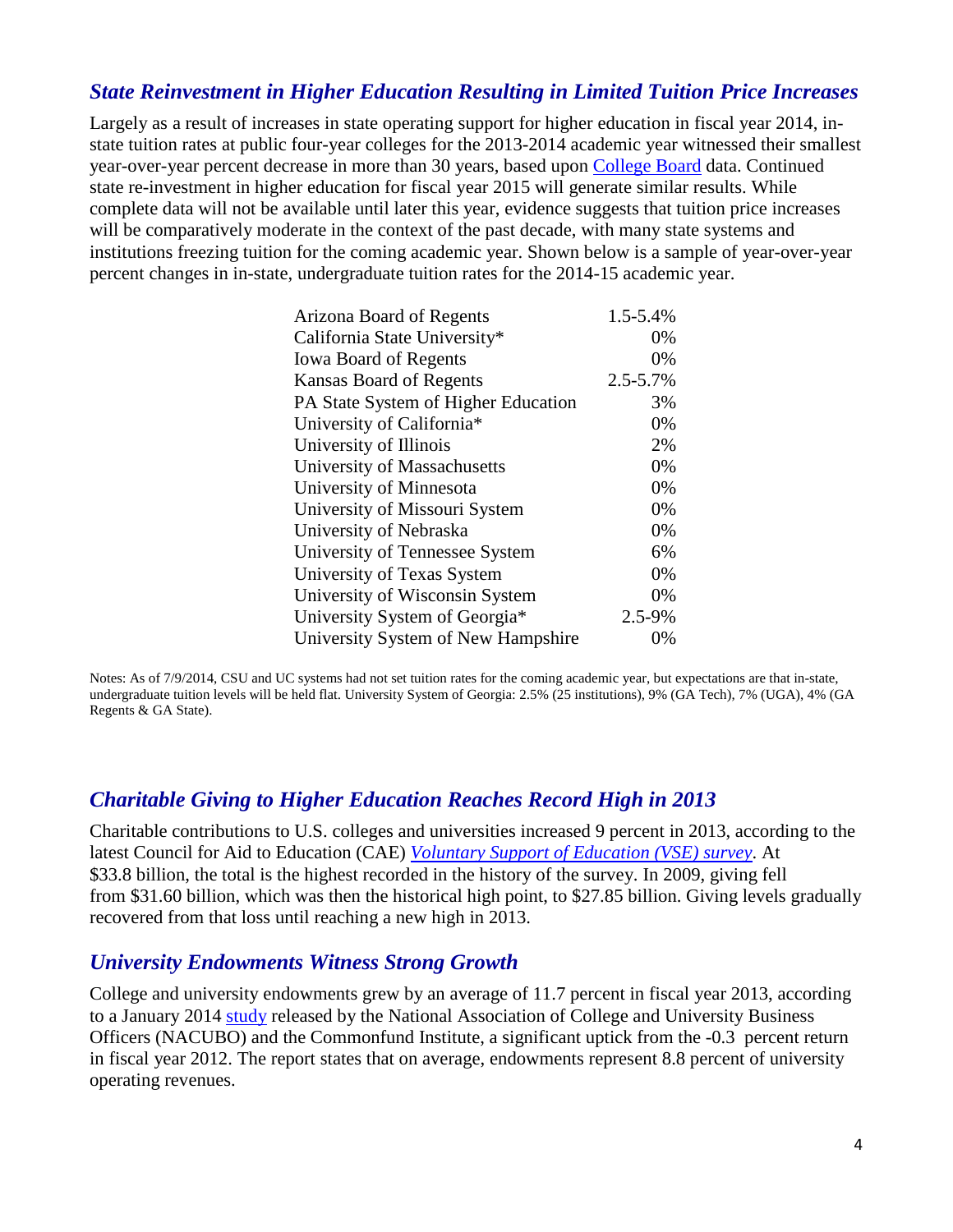## *State Reinvestment in Higher Education Resulting in Limited Tuition Price Increases*

Largely as a result of increases in state operating support for higher education in fiscal year 2014, in-state tuition rates at public four-year colleges for the 2013-2014 academic year witnessed their smallest year-over-year percent decrease in more than 30 years, based upon College Board data. Continued state re-investment in higher education for fiscal year 2015 will generate similar results. While complete data will not be available until later this year, evidence suggests that tuition price increases will be comparatively moderate in the context of the past decade, with many state systems and institutions freezing tuition for the coming academic year. Shown below is a sample of year-over-year percent changes in in-state, undergraduate tuition rates for the 2014-15 academic year.

| | |
|---|---|
| Arizona Board of Regents | 1.5-5.4% |
| California State University* | 0% |
| Iowa Board of Regents | 0% |
| Kansas Board of Regents | 2.5-5.7% |
| PA State System of Higher Education | 3% |
| University of California* | 0% |
| University of Illinois | 2% |
| University of Massachusetts | 0% |
| University of Minnesota | 0% |
| University of Missouri System | 0% |
| University of Nebraska | 0% |
| University of Tennessee System | 6% |
| University of Texas System | 0% |
| University of Wisconsin System | 0% |
| University System of Georgia* | 2.5-9% |
| University System of New Hampshire | 0% |

Notes: As of 7/9/2014, CSU and UC systems had not set tuition rates for the coming academic year, but expectations are that in-state, undergraduate tuition levels will be held flat. University System of Georgia: 2.5% (25 institutions), 9% (GA Tech), 7% (UGA), 4% (GA Regents & GA State).

## *Charitable Giving to Higher Education Reaches Record High in 2013*

Charitable contributions to U.S. colleges and universities increased 9 percent in 2013, according to the latest Council for Aid to Education (CAE) *Voluntary Support of Education (VSE) survey*. At $33.8 billion, the total is the highest recorded in the history of the survey. In 2009, giving fell from $31.60 billion, which was then the historical high point, to $27.85 billion. Giving levels gradually recovered from that loss until reaching a new high in 2013.

## *University Endowments Witness Strong Growth*

College and university endowments grew by an average of 11.7 percent in fiscal year 2013, according to a January 2014 study released by the National Association of College and University Business Officers (NACUBO) and the Commonfund Institute, a significant uptick from the -0.3 percent return in fiscal year 2012. The report states that on average, endowments represent 8.8 percent of university operating revenues.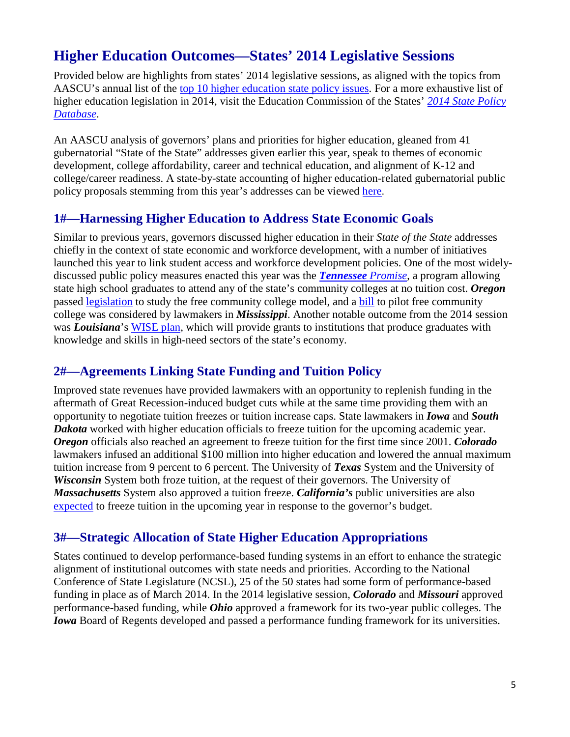## Higher Education Outcomes—States' 2014 Legislative Sessions

Provided below are highlights from states' 2014 legislative sessions, as aligned with the topics from AASCU's annual list of the top 10 higher education state policy issues. For a more exhaustive list of higher education legislation in 2014, visit the Education Commission of the States' *2014 State Policy Database*.

An AASCU analysis of governors' plans and priorities for higher education, gleaned from 41 gubernatorial "State of the State" addresses given earlier this year, speak to themes of economic development, college affordability, career and technical education, and alignment of K-12 and college/career readiness. A state-by-state accounting of higher education-related gubernatorial public policy proposals stemming from this year's addresses can be viewed here.

### 1#—Harnessing Higher Education to Address State Economic Goals

Similar to previous years, governors discussed higher education in their *State of the State* addresses chiefly in the context of state economic and workforce development, with a number of initiatives launched this year to link student access and workforce development policies. One of the most widely-discussed public policy measures enacted this year was the ***Tennessee*** *Promise*, a program allowing state high school graduates to attend any of the state's community colleges at no tuition cost. ***Oregon*** passed legislation to study the free community college model, and a bill to pilot free community college was considered by lawmakers in ***Mississippi***. Another notable outcome from the 2014 session was ***Louisiana***'s WISE plan, which will provide grants to institutions that produce graduates with knowledge and skills in high-need sectors of the state's economy.

### 2#—Agreements Linking State Funding and Tuition Policy

Improved state revenues have provided lawmakers with an opportunity to replenish funding in the aftermath of Great Recession-induced budget cuts while at the same time providing them with an opportunity to negotiate tuition freezes or tuition increase caps. State lawmakers in ***Iowa*** and ***South Dakota*** worked with higher education officials to freeze tuition for the upcoming academic year. ***Oregon*** officials also reached an agreement to freeze tuition for the first time since 2001. ***Colorado*** lawmakers infused an additional $100 million into higher education and lowered the annual maximum tuition increase from 9 percent to 6 percent. The University of ***Texas*** System and the University of ***Wisconsin*** System both froze tuition, at the request of their governors. The University of ***Massachusetts*** System also approved a tuition freeze. ***California's*** public universities are also expected to freeze tuition in the upcoming year in response to the governor's budget.

### 3#—Strategic Allocation of State Higher Education Appropriations

States continued to develop performance-based funding systems in an effort to enhance the strategic alignment of institutional outcomes with state needs and priorities. According to the National Conference of State Legislature (NCSL), 25 of the 50 states had some form of performance-based funding in place as of March 2014. In the 2014 legislative session, ***Colorado*** and ***Missouri*** approved performance-based funding, while ***Ohio*** approved a framework for its two-year public colleges. The ***Iowa*** Board of Regents developed and passed a performance funding framework for its universities.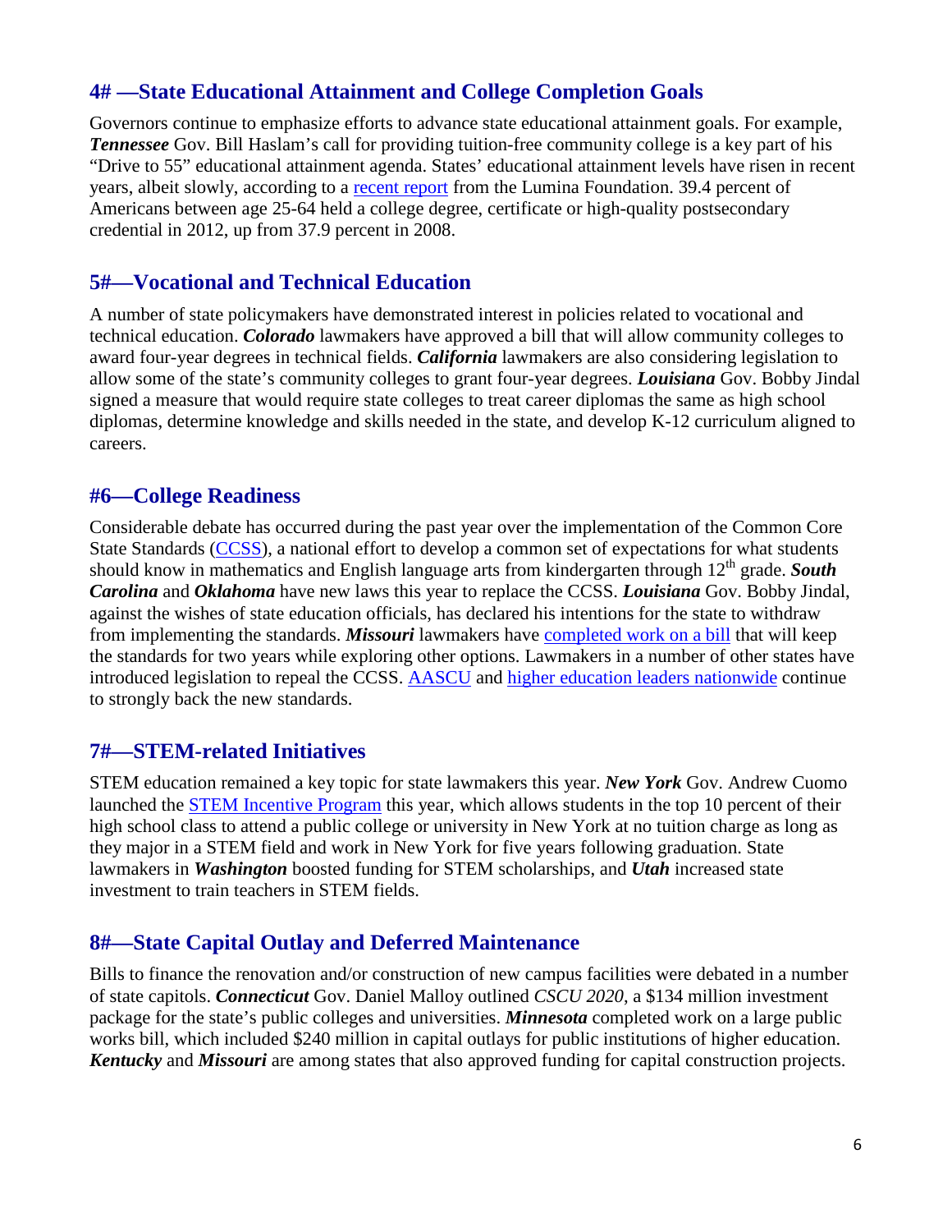## 4# —State Educational Attainment and College Completion Goals

Governors continue to emphasize efforts to advance state educational attainment goals. For example, ***Tennessee*** Gov. Bill Haslam's call for providing tuition-free community college is a key part of his "Drive to 55" educational attainment agenda. States' educational attainment levels have risen in recent years, albeit slowly, according to a recent report from the Lumina Foundation. 39.4 percent of Americans between age 25-64 held a college degree, certificate or high-quality postsecondary credential in 2012, up from 37.9 percent in 2008.

## 5#—Vocational and Technical Education

A number of state policymakers have demonstrated interest in policies related to vocational and technical education. ***Colorado*** lawmakers have approved a bill that will allow community colleges to award four-year degrees in technical fields. ***California*** lawmakers are also considering legislation to allow some of the state's community colleges to grant four-year degrees. ***Louisiana*** Gov. Bobby Jindal signed a measure that would require state colleges to treat career diplomas the same as high school diplomas, determine knowledge and skills needed in the state, and develop K-12 curriculum aligned to careers.

## #6—College Readiness

Considerable debate has occurred during the past year over the implementation of the Common Core State Standards (CCSS), a national effort to develop a common set of expectations for what students should know in mathematics and English language arts from kindergarten through 12th grade. ***South Carolina*** and ***Oklahoma*** have new laws this year to replace the CCSS. ***Louisiana*** Gov. Bobby Jindal, against the wishes of state education officials, has declared his intentions for the state to withdraw from implementing the standards. ***Missouri*** lawmakers have completed work on a bill that will keep the standards for two years while exploring other options. Lawmakers in a number of other states have introduced legislation to repeal the CCSS. AASCU and higher education leaders nationwide continue to strongly back the new standards.

## 7#—STEM-related Initiatives

STEM education remained a key topic for state lawmakers this year. ***New York*** Gov. Andrew Cuomo launched the STEM Incentive Program this year, which allows students in the top 10 percent of their high school class to attend a public college or university in New York at no tuition charge as long as they major in a STEM field and work in New York for five years following graduation. State lawmakers in ***Washington*** boosted funding for STEM scholarships, and ***Utah*** increased state investment to train teachers in STEM fields.

## 8#—State Capital Outlay and Deferred Maintenance

Bills to finance the renovation and/or construction of new campus facilities were debated in a number of state capitols. ***Connecticut*** Gov. Daniel Malloy outlined *CSCU 2020*, a $134 million investment package for the state's public colleges and universities. ***Minnesota*** completed work on a large public works bill, which included $240 million in capital outlays for public institutions of higher education. ***Kentucky*** and ***Missouri*** are among states that also approved funding for capital construction projects.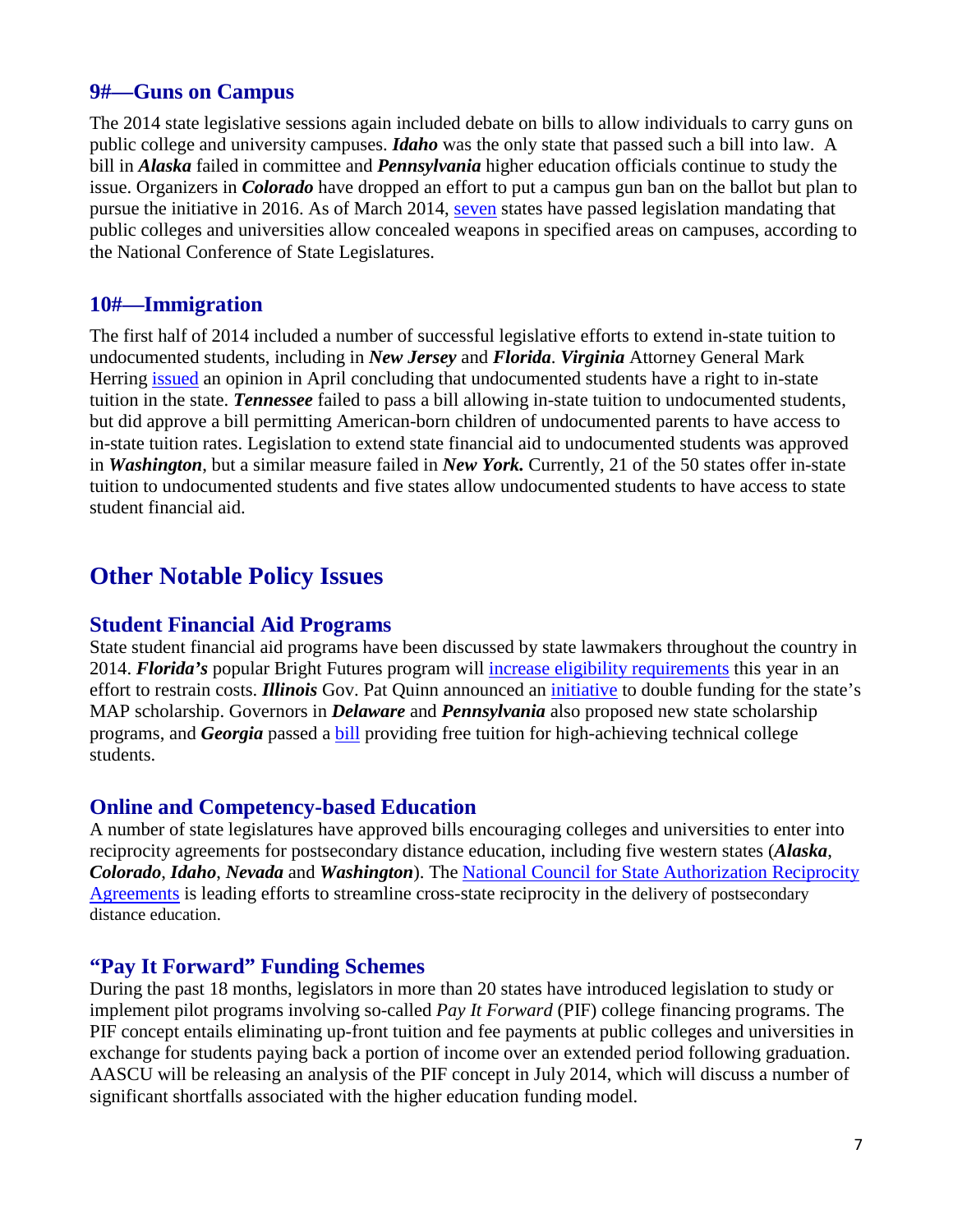### 9#—Guns on Campus

The 2014 state legislative sessions again included debate on bills to allow individuals to carry guns on public college and university campuses. ***Idaho*** was the only state that passed such a bill into law. A bill in ***Alaska*** failed in committee and ***Pennsylvania*** higher education officials continue to study the issue. Organizers in ***Colorado*** have dropped an effort to put a campus gun ban on the ballot but plan to pursue the initiative in 2016. As of March 2014, seven states have passed legislation mandating that public colleges and universities allow concealed weapons in specified areas on campuses, according to the National Conference of State Legislatures.

### 10#—Immigration

The first half of 2014 included a number of successful legislative efforts to extend in-state tuition to undocumented students, including in ***New Jersey*** and ***Florida***. ***Virginia*** Attorney General Mark Herring issued an opinion in April concluding that undocumented students have a right to in-state tuition in the state. ***Tennessee*** failed to pass a bill allowing in-state tuition to undocumented students, but did approve a bill permitting American-born children of undocumented parents to have access to in-state tuition rates. Legislation to extend state financial aid to undocumented students was approved in ***Washington***, but a similar measure failed in ***New York.*** Currently, 21 of the 50 states offer in-state tuition to undocumented students and five states allow undocumented students to have access to state student financial aid.

## Other Notable Policy Issues

### Student Financial Aid Programs

State student financial aid programs have been discussed by state lawmakers throughout the country in 2014. ***Florida's*** popular Bright Futures program will increase eligibility requirements this year in an effort to restrain costs. ***Illinois*** Gov. Pat Quinn announced an initiative to double funding for the state's MAP scholarship. Governors in ***Delaware*** and ***Pennsylvania*** also proposed new state scholarship programs, and ***Georgia*** passed a bill providing free tuition for high-achieving technical college students.

### Online and Competency-based Education

A number of state legislatures have approved bills encouraging colleges and universities to enter into reciprocity agreements for postsecondary distance education, including five western states (***Alaska***, ***Colorado***, ***Idaho***, ***Nevada*** and ***Washington***). The National Council for State Authorization Reciprocity Agreements is leading efforts to streamline cross-state reciprocity in the delivery of postsecondary distance education.

### "Pay It Forward" Funding Schemes

During the past 18 months, legislators in more than 20 states have introduced legislation to study or implement pilot programs involving so-called *Pay It Forward* (PIF) college financing programs. The PIF concept entails eliminating up-front tuition and fee payments at public colleges and universities in exchange for students paying back a portion of income over an extended period following graduation. AASCU will be releasing an analysis of the PIF concept in July 2014, which will discuss a number of significant shortfalls associated with the higher education funding model.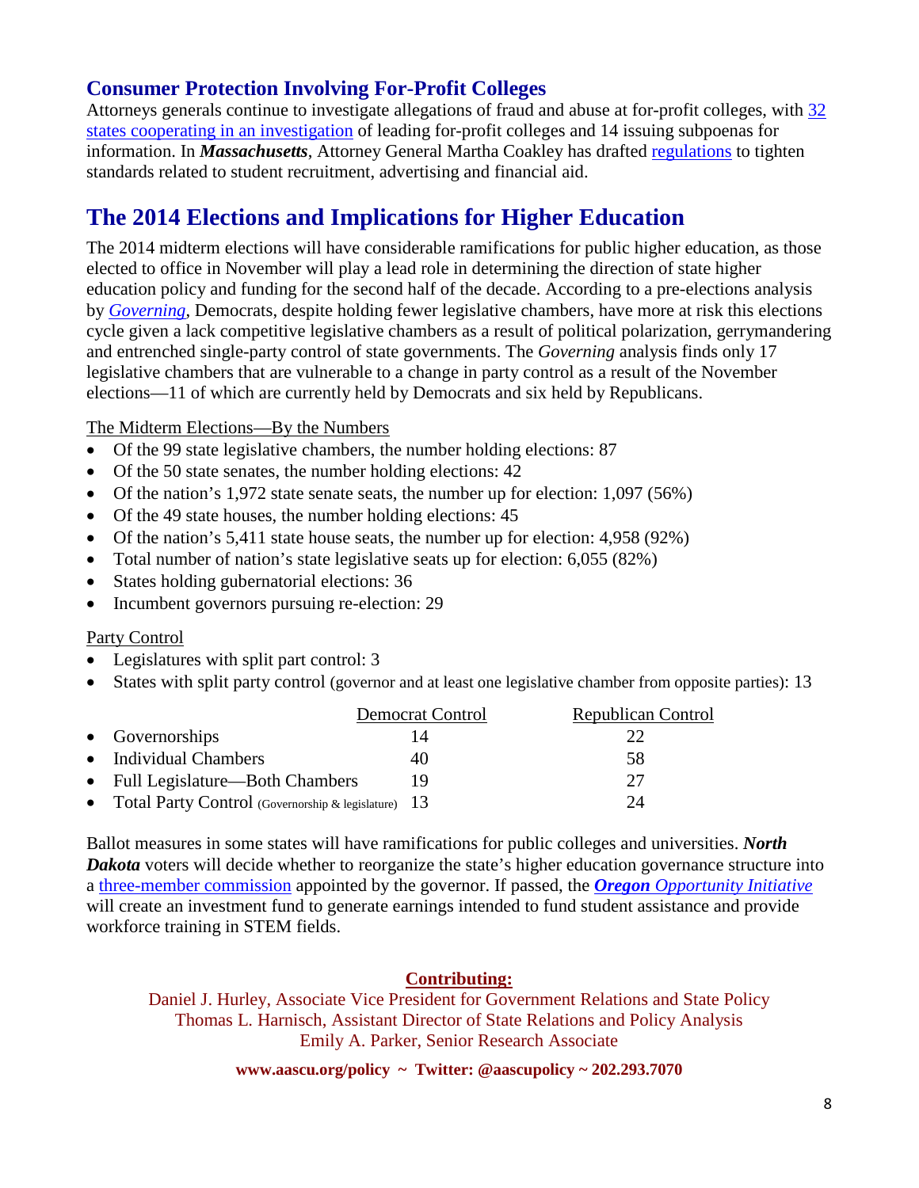### Consumer Protection Involving For-Profit Colleges

Attorneys generals continue to investigate allegations of fraud and abuse at for-profit colleges, with 32 states cooperating in an investigation of leading for-profit colleges and 14 issuing subpoenas for information. In ***Massachusetts***, Attorney General Martha Coakley has drafted regulations to tighten standards related to student recruitment, advertising and financial aid.

## The 2014 Elections and Implications for Higher Education

The 2014 midterm elections will have considerable ramifications for public higher education, as those elected to office in November will play a lead role in determining the direction of state higher education policy and funding for the second half of the decade. According to a pre-elections analysis by *Governing*, Democrats, despite holding fewer legislative chambers, have more at risk this elections cycle given a lack competitive legislative chambers as a result of political polarization, gerrymandering and entrenched single-party control of state governments. The *Governing* analysis finds only 17 legislative chambers that are vulnerable to a change in party control as a result of the November elections—11 of which are currently held by Democrats and six held by Republicans.

The Midterm Elections—By the Numbers

- Of the 99 state legislative chambers, the number holding elections: 87
- Of the 50 state senates, the number holding elections: 42
- Of the nation's 1,972 state senate seats, the number up for election: 1,097 (56%)
- Of the 49 state houses, the number holding elections: 45
- Of the nation's 5,411 state house seats, the number up for election: 4,958 (92%)
- Total number of nation's state legislative seats up for election: 6,055 (82%)
- States holding gubernatorial elections: 36
- Incumbent governors pursuing re-election: 29

Party Control

- Legislatures with split part control: 3
- States with split party control (governor and at least one legislative chamber from opposite parties): 13

| | Democrat Control | Republican Control |
|---|---|---|
| Governorships | 14 | 22 |
| Individual Chambers | 40 | 58 |
| Full Legislature—Both Chambers | 19 | 27 |
| Total Party Control (Governorship & legislature) | 13 | 24 |

Ballot measures in some states will have ramifications for public colleges and universities. ***North Dakota*** voters will decide whether to reorganize the state's higher education governance structure into a three-member commission appointed by the governor. If passed, the ***Oregon** Opportunity Initiative* will create an investment fund to generate earnings intended to fund student assistance and provide workforce training in STEM fields.

**Contributing:**

Daniel J. Hurley, Associate Vice President for Government Relations and State Policy
Thomas L. Harnisch, Assistant Director of State Relations and Policy Analysis
Emily A. Parker, Senior Research Associate

**www.aascu.org/policy ~ Twitter: @aascupolicy ~ 202.293.7070**